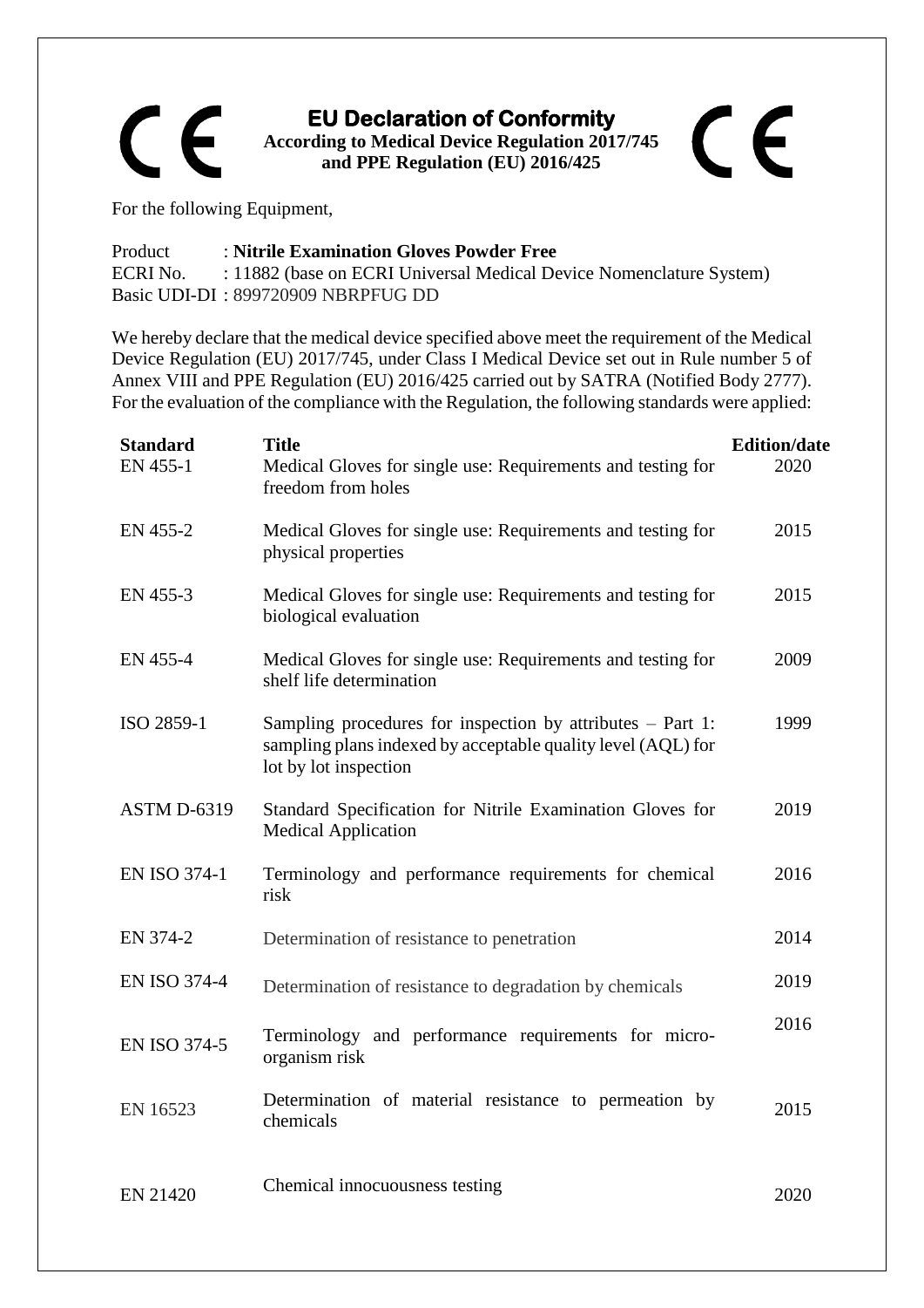# EU Declaration of Conformity

**According to Medical Device Regulation 2017/745 and PPE Regulation (EU) 2016/425**

For the following Equipment,

Product : **Nitrile Examination Gloves Powder Free**
ECRI No. : 11882 (base on ECRI Universal Medical Device Nomenclature System)
Basic UDI-DI : 899720909 NBRPFUG DD

We hereby declare that the medical device specified above meet the requirement of the Medical Device Regulation (EU) 2017/745, under Class I Medical Device set out in Rule number 5 of Annex VIII and PPE Regulation (EU) 2016/425 carried out by SATRA (Notified Body 2777). For the evaluation of the compliance with the Regulation, the following standards were applied:

| Standard | Title | Edition/date |
|---|---|---|
| EN 455-1 | Medical Gloves for single use: Requirements and testing for freedom from holes | 2020 |
| EN 455-2 | Medical Gloves for single use: Requirements and testing for physical properties | 2015 |
| EN 455-3 | Medical Gloves for single use: Requirements and testing for biological evaluation | 2015 |
| EN 455-4 | Medical Gloves for single use: Requirements and testing for shelf life determination | 2009 |
| ISO 2859-1 | Sampling procedures for inspection by attributes – Part 1: sampling plans indexed by acceptable quality level (AQL) for lot by lot inspection | 1999 |
| ASTM D-6319 | Standard Specification for Nitrile Examination Gloves for Medical Application | 2019 |
| EN ISO 374-1 | Terminology and performance requirements for chemical risk | 2016 |
| EN 374-2 | Determination of resistance to penetration | 2014 |
| EN ISO 374-4 | Determination of resistance to degradation by chemicals | 2019 |
| EN ISO 374-5 | Terminology and performance requirements for micro-organism risk | 2016 |
| EN 16523 | Determination of material resistance to permeation by chemicals | 2015 |
| EN 21420 | Chemical innocuousness testing | 2020 |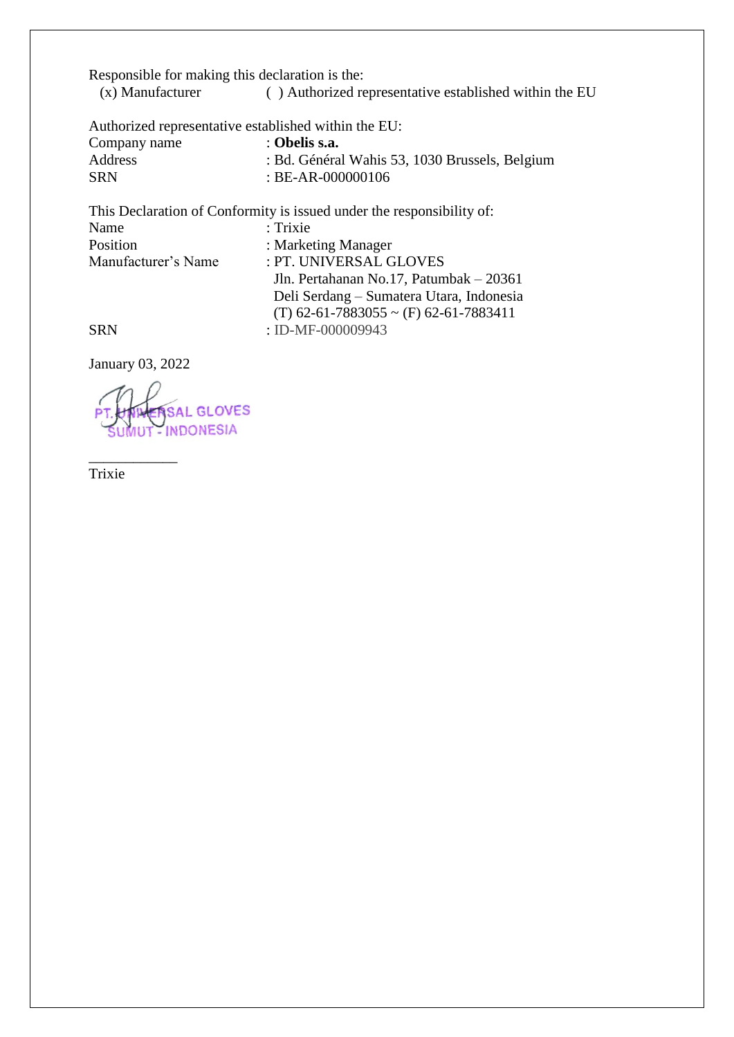Responsible for making this declaration is the:

(x) Manufacturer ( ) Authorized representative established within the EU

Authorized representative established within the EU:

| | |
|---|---|
| Company name | : **Obelis s.a.** |
| Address | : Bd. Général Wahis 53, 1030 Brussels, Belgium |
| SRN | : BE-AR-000000106 |

This Declaration of Conformity is issued under the responsibility of:

| | |
|---|---|
| Name | : Trixie |
| Position | : Marketing Manager |
| Manufacturer's Name | : PT. UNIVERSAL GLOVES<br>Jln. Pertahanan No.17, Patumbak – 20361<br>Deli Serdang – Sumatera Utara, Indonesia<br>(T) 62-61-7883055 ~ (F) 62-61-7883411 |
| SRN | : ID-MF-000009943 |

January 03, 2022

PT. UNIVERSAL GLOVES
SUMUT - INDONESIA

___________

Trixie